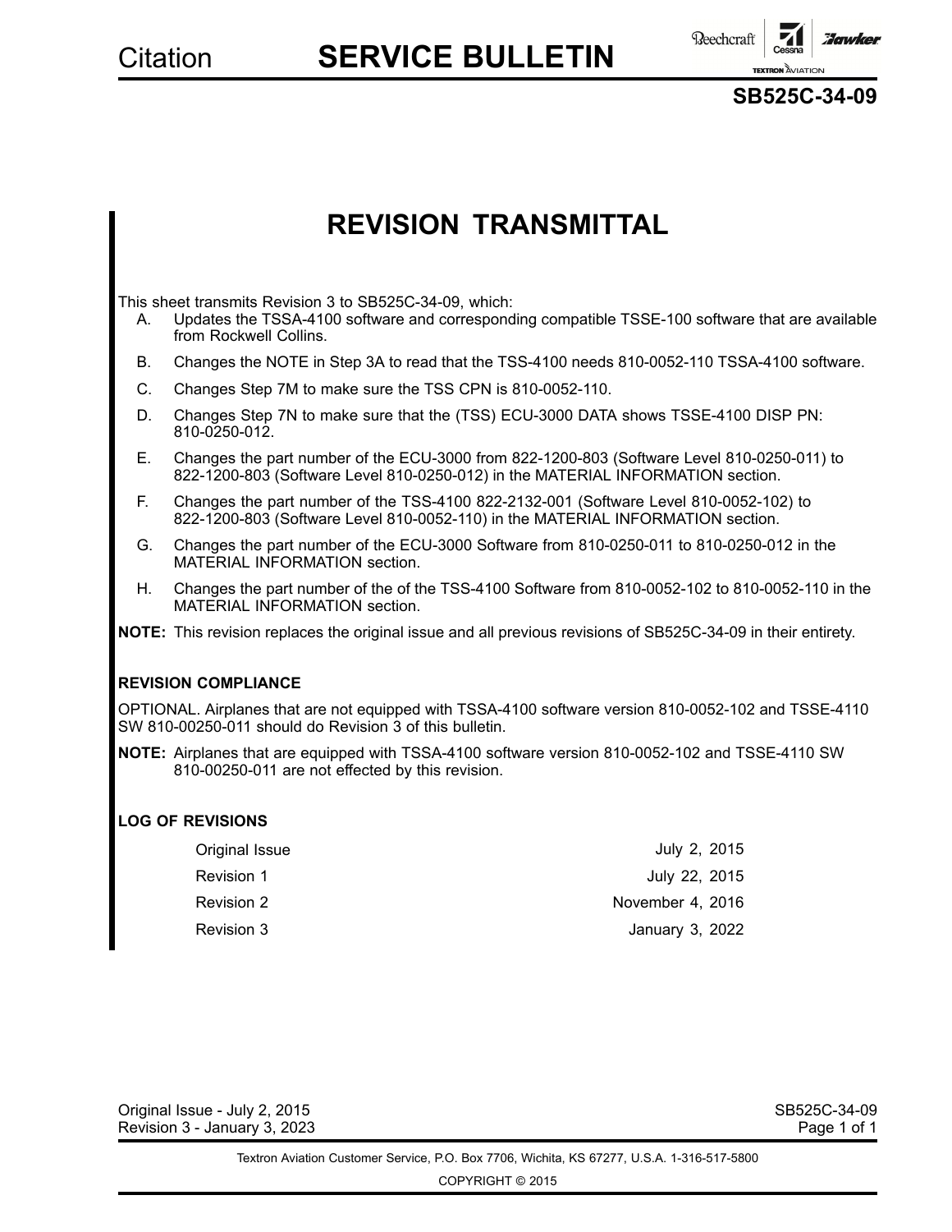Citation **SERVICE BULLETIN**

**SB525C-34-09**

# REVISION TRANSMITTAL

This sheet transmits Revision 3 to SB525C-34-09, which:

A. Updates the TSSA-4100 software and corresponding compatible TSSE-100 software that are available from Rockwell Collins.

B. Changes the NOTE in Step 3A to read that the TSS-4100 needs 810-0052-110 TSSA-4100 software.

C. Changes Step 7M to make sure the TSS CPN is 810-0052-110.

D. Changes Step 7N to make sure that the (TSS) ECU-3000 DATA shows TSSE-4100 DISP PN: 810-0250-012.

E. Changes the part number of the ECU-3000 from 822-1200-803 (Software Level 810-0250-011) to 822-1200-803 (Software Level 810-0250-012) in the MATERIAL INFORMATION section.

F. Changes the part number of the TSS-4100 822-2132-001 (Software Level 810-0052-102) to 822-1200-803 (Software Level 810-0052-110) in the MATERIAL INFORMATION section.

G. Changes the part number of the ECU-3000 Software from 810-0250-011 to 810-0250-012 in the MATERIAL INFORMATION section.

H. Changes the part number of the of the TSS-4100 Software from 810-0052-102 to 810-0052-110 in the MATERIAL INFORMATION section.

**NOTE:** This revision replaces the original issue and all previous revisions of SB525C-34-09 in their entirety.

**REVISION COMPLIANCE**

OPTIONAL. Airplanes that are not equipped with TSSA-4100 software version 810-0052-102 and TSSE-4110 SW 810-00250-011 should do Revision 3 of this bulletin.

**NOTE:** Airplanes that are equipped with TSSA-4100 software version 810-0052-102 and TSSE-4110 SW 810-00250-011 are not effected by this revision.

**LOG OF REVISIONS**

| | |
|---|---|
| Original Issue | July 2, 2015 |
| Revision 1 | July 22, 2015 |
| Revision 2 | November 4, 2016 |
| Revision 3 | January 3, 2022 |

Original Issue - July 2, 2015
Revision 3 - January 3, 2023

Textron Aviation Customer Service, P.O. Box 7706, Wichita, KS 67277, U.S.A. 1-316-517-5800

COPYRIGHT © 2015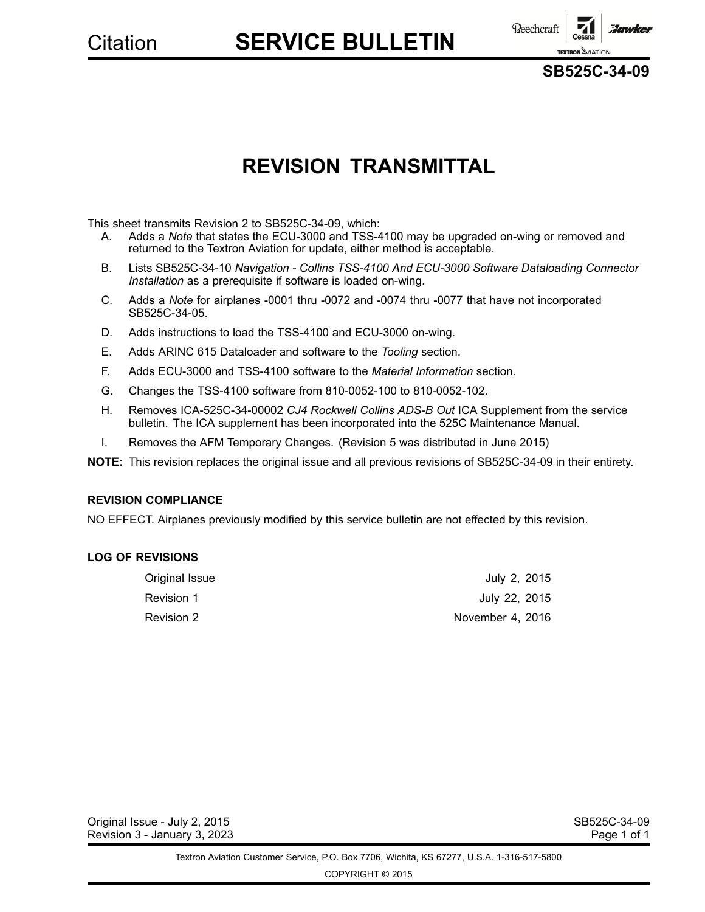Citation **SERVICE BULLETIN**

**SB525C-34-09**

# REVISION TRANSMITTAL

This sheet transmits Revision 2 to SB525C-34-09, which:

A. Adds a *Note* that states the ECU-3000 and TSS-4100 may be upgraded on-wing or removed and returned to the Textron Aviation for update, either method is acceptable.

B. Lists SB525C-34-10 *Navigation - Collins TSS-4100 And ECU-3000 Software Dataloading Connector Installation* as a prerequisite if software is loaded on-wing.

C. Adds a *Note* for airplanes -0001 thru -0072 and -0074 thru -0077 that have not incorporated SB525C-34-05.

D. Adds instructions to load the TSS-4100 and ECU-3000 on-wing.

E. Adds ARINC 615 Dataloader and software to the *Tooling* section.

F. Adds ECU-3000 and TSS-4100 software to the *Material Information* section.

G. Changes the TSS-4100 software from 810-0052-100 to 810-0052-102.

H. Removes ICA-525C-34-00002 *CJ4 Rockwell Collins ADS-B Out* ICA Supplement from the service bulletin. The ICA supplement has been incorporated into the 525C Maintenance Manual.

I. Removes the AFM Temporary Changes. (Revision 5 was distributed in June 2015)

**NOTE:** This revision replaces the original issue and all previous revisions of SB525C-34-09 in their entirety.

#### REVISION COMPLIANCE

NO EFFECT. Airplanes previously modified by this service bulletin are not effected by this revision.

#### LOG OF REVISIONS

| | |
|---|---|
| Original Issue | July 2, 2015 |
| Revision 1 | July 22, 2015 |
| Revision 2 | November 4, 2016 |

Original Issue - July 2, 2015
Revision 3 - January 3, 2023

Textron Aviation Customer Service, P.O. Box 7706, Wichita, KS 67277, U.S.A. 1-316-517-5800

COPYRIGHT © 2015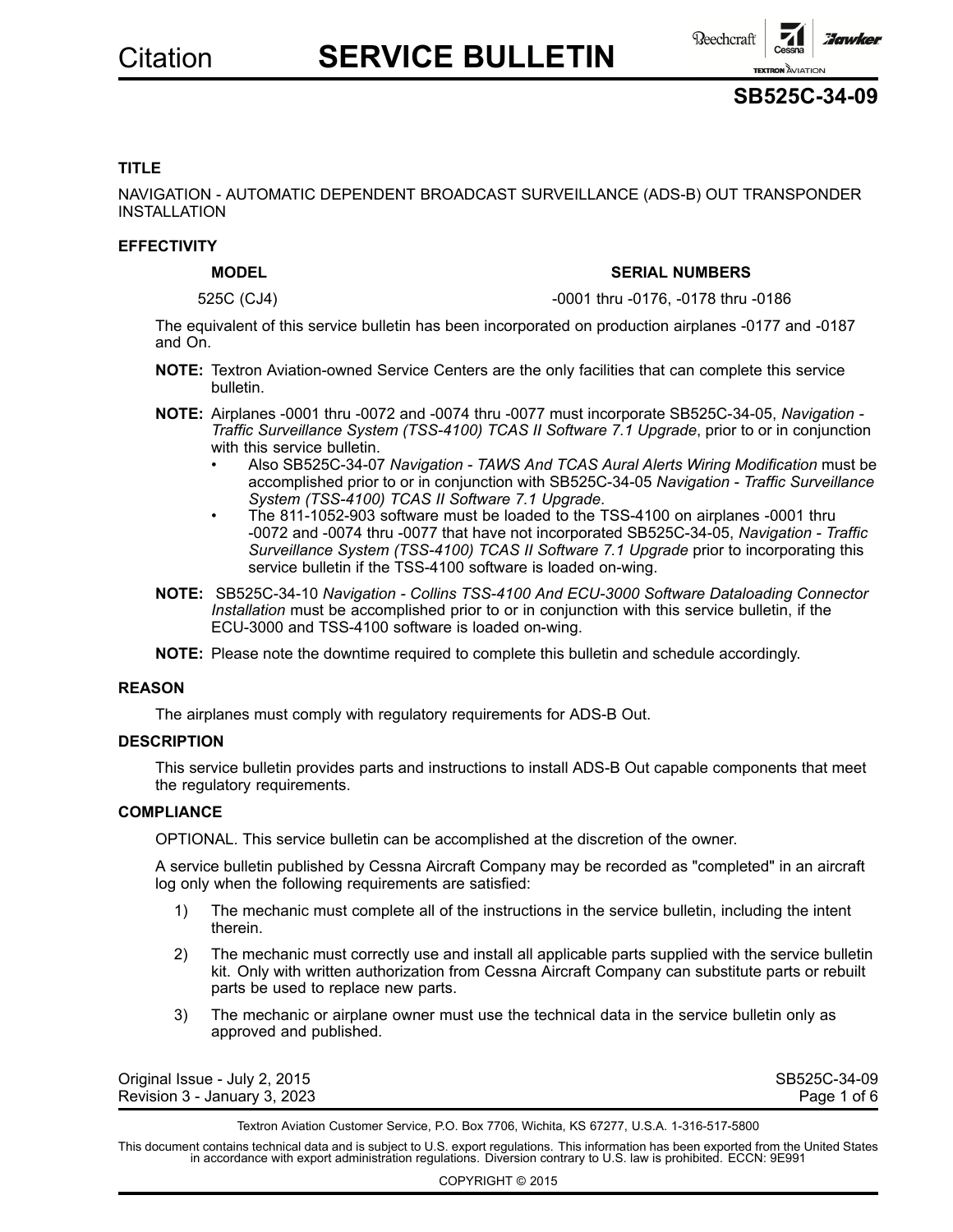# SERVICE BULLETIN

## SB525C-34-09

### TITLE

NAVIGATION - AUTOMATIC DEPENDENT BROADCAST SURVEILLANCE (ADS-B) OUT TRANSPONDER INSTALLATION

### EFFECTIVITY

| MODEL | SERIAL NUMBERS |
|---|---|
| 525C (CJ4) | -0001 thru -0176, -0178 thru -0186 |

The equivalent of this service bulletin has been incorporated on production airplanes -0177 and -0187 and On.

**NOTE:** Textron Aviation-owned Service Centers are the only facilities that can complete this service bulletin.

**NOTE:** Airplanes -0001 thru -0072 and -0074 thru -0077 must incorporate SB525C-34-05, *Navigation - Traffic Surveillance System (TSS-4100) TCAS II Software 7.1 Upgrade*, prior to or in conjunction with this service bulletin.

- Also SB525C-34-07 *Navigation - TAWS And TCAS Aural Alerts Wiring Modification* must be accomplished prior to or in conjunction with SB525C-34-05 *Navigation - Traffic Surveillance System (TSS-4100) TCAS II Software 7.1 Upgrade*.
- The 811-1052-903 software must be loaded to the TSS-4100 on airplanes -0001 thru -0072 and -0074 thru -0077 that have not incorporated SB525C-34-05, *Navigation - Traffic Surveillance System (TSS-4100) TCAS II Software 7.1 Upgrade* prior to incorporating this service bulletin if the TSS-4100 software is loaded on-wing.

**NOTE:** SB525C-34-10 *Navigation - Collins TSS-4100 And ECU-3000 Software Dataloading Connector Installation* must be accomplished prior to or in conjunction with this service bulletin, if the ECU-3000 and TSS-4100 software is loaded on-wing.

**NOTE:** Please note the downtime required to complete this bulletin and schedule accordingly.

### REASON

The airplanes must comply with regulatory requirements for ADS-B Out.

### DESCRIPTION

This service bulletin provides parts and instructions to install ADS-B Out capable components that meet the regulatory requirements.

### COMPLIANCE

OPTIONAL. This service bulletin can be accomplished at the discretion of the owner.

A service bulletin published by Cessna Aircraft Company may be recorded as "completed" in an aircraft log only when the following requirements are satisfied:

1) The mechanic must complete all of the instructions in the service bulletin, including the intent therein.
2) The mechanic must correctly use and install all applicable parts supplied with the service bulletin kit. Only with written authorization from Cessna Aircraft Company can substitute parts or rebuilt parts be used to replace new parts.
3) The mechanic or airplane owner must use the technical data in the service bulletin only as approved and published.

Original Issue - July 2, 2015
Revision 3 - January 3, 2023

Textron Aviation Customer Service, P.O. Box 7706, Wichita, KS 67277, U.S.A. 1-316-517-5800

This document contains technical data and is subject to U.S. export regulations. This information has been exported from the United States in accordance with export administration regulations. Diversion contrary to U.S. law is prohibited. ECCN: 9E991

COPYRIGHT © 2015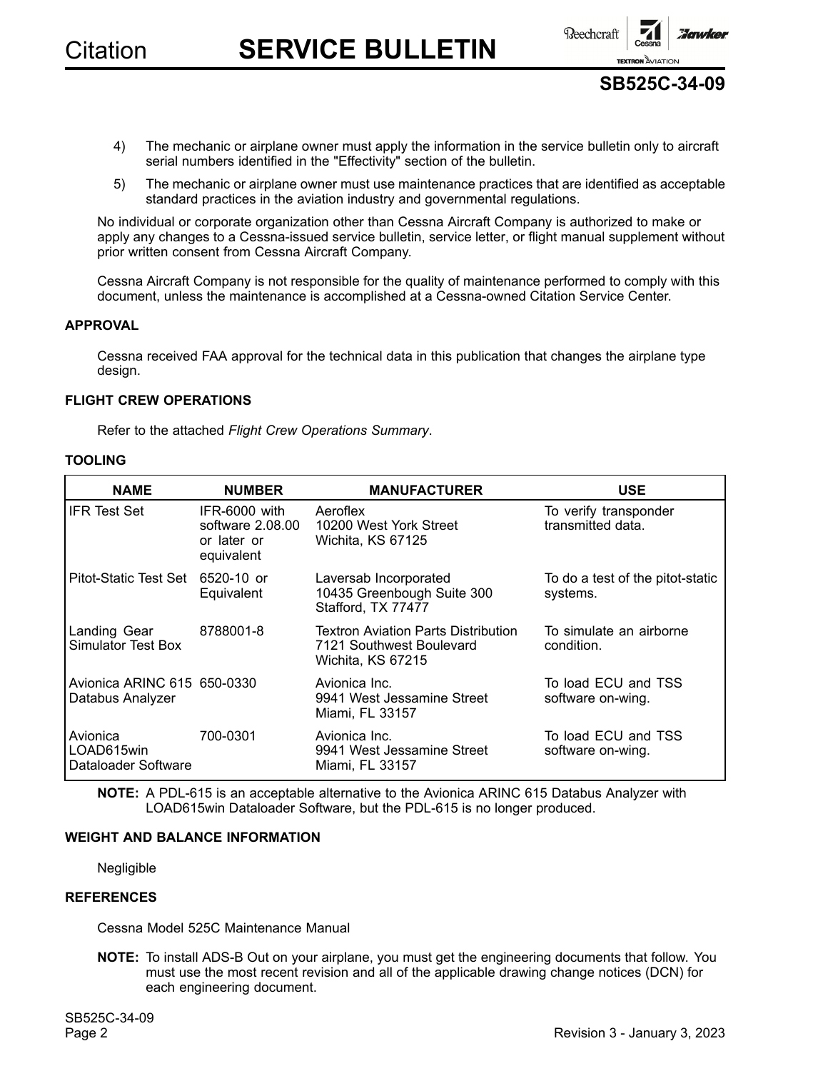4) The mechanic or airplane owner must apply the information in the service bulletin only to aircraft serial numbers identified in the "Effectivity" section of the bulletin.

5) The mechanic or airplane owner must use maintenance practices that are identified as acceptable standard practices in the aviation industry and governmental regulations.

No individual or corporate organization other than Cessna Aircraft Company is authorized to make or apply any changes to a Cessna-issued service bulletin, service letter, or flight manual supplement without prior written consent from Cessna Aircraft Company.

Cessna Aircraft Company is not responsible for the quality of maintenance performed to comply with this document, unless the maintenance is accomplished at a Cessna-owned Citation Service Center.

## APPROVAL

Cessna received FAA approval for the technical data in this publication that changes the airplane type design.

## FLIGHT CREW OPERATIONS

Refer to the attached *Flight Crew Operations Summary*.

## TOOLING

| NAME | NUMBER | MANUFACTURER | USE |
|---|---|---|---|
| IFR Test Set | IFR-6000 with software 2.08.00 or later or equivalent | Aeroflex 10200 West York Street Wichita, KS 67125 | To verify transponder transmitted data. |
| Pitot-Static Test Set | 6520-10 or Equivalent | Laversab Incorporated 10435 Greenbough Suite 300 Stafford, TX 77477 | To do a test of the pitot-static systems. |
| Landing Gear Simulator Test Box | 8788001-8 | Textron Aviation Parts Distribution 7121 Southwest Boulevard Wichita, KS 67215 | To simulate an airborne condition. |
| Avionica ARINC 615 Databus Analyzer | 650-0330 | Avionica Inc. 9941 West Jessamine Street Miami, FL 33157 | To load ECU and TSS software on-wing. |
| Avionica LOAD615win Dataloader Software | 700-0301 | Avionica Inc. 9941 West Jessamine Street Miami, FL 33157 | To load ECU and TSS software on-wing. |

**NOTE:** A PDL-615 is an acceptable alternative to the Avionica ARINC 615 Databus Analyzer with LOAD615win Dataloader Software, but the PDL-615 is no longer produced.

## WEIGHT AND BALANCE INFORMATION

Negligible

## REFERENCES

Cessna Model 525C Maintenance Manual

**NOTE:** To install ADS-B Out on your airplane, you must get the engineering documents that follow. You must use the most recent revision and all of the applicable drawing change notices (DCN) for each engineering document.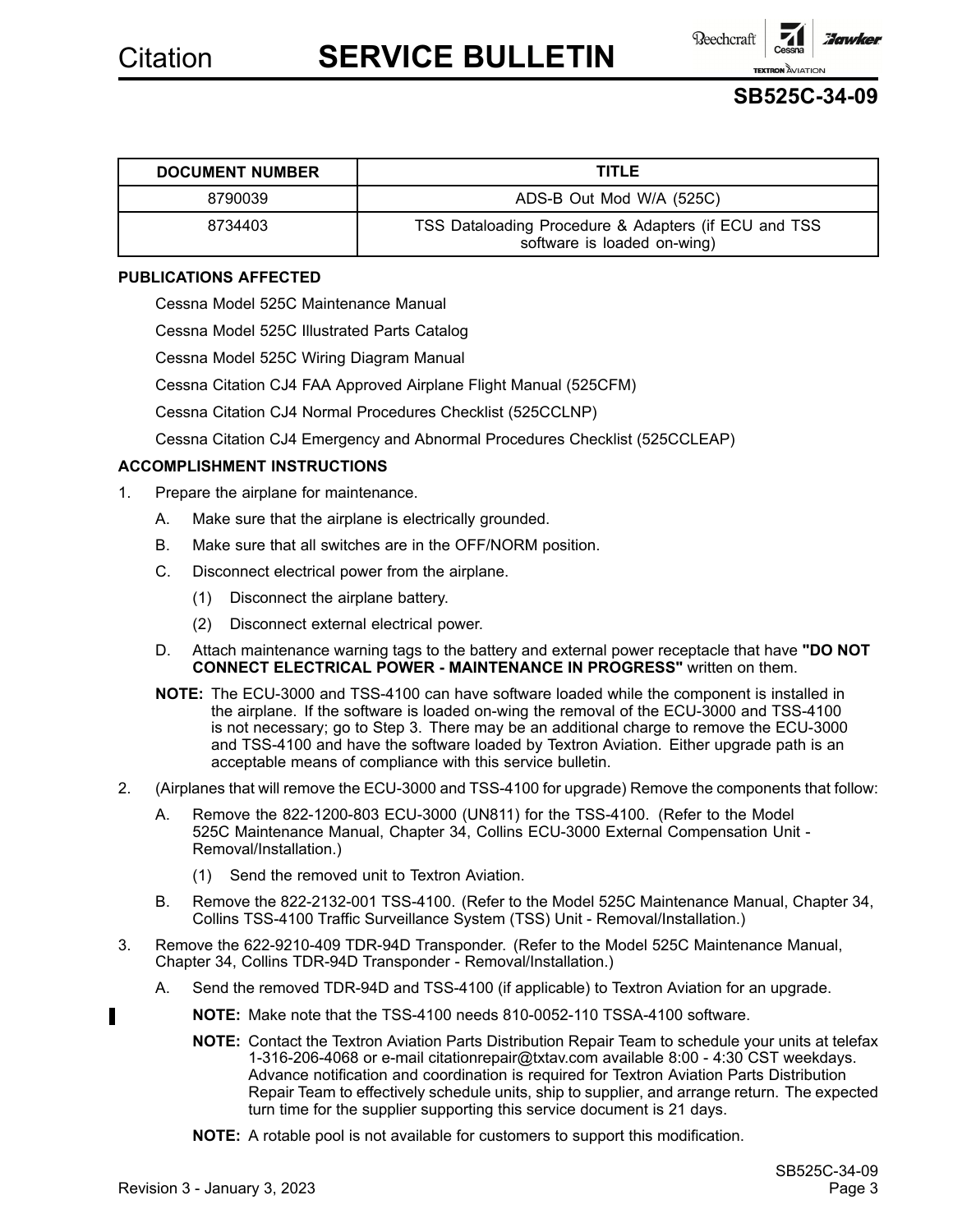| DOCUMENT NUMBER | TITLE |
| --- | --- |
| 8790039 | ADS-B Out Mod W/A (525C) |
| 8734403 | TSS Dataloading Procedure & Adapters (if ECU and TSS software is loaded on-wing) |

**PUBLICATIONS AFFECTED**

Cessna Model 525C Maintenance Manual

Cessna Model 525C Illustrated Parts Catalog

Cessna Model 525C Wiring Diagram Manual

Cessna Citation CJ4 FAA Approved Airplane Flight Manual (525CFM)

Cessna Citation CJ4 Normal Procedures Checklist (525CCLNP)

Cessna Citation CJ4 Emergency and Abnormal Procedures Checklist (525CCLEAP)

**ACCOMPLISHMENT INSTRUCTIONS**

1. Prepare the airplane for maintenance.
   - A. Make sure that the airplane is electrically grounded.
   - B. Make sure that all switches are in the OFF/NORM position.
   - C. Disconnect electrical power from the airplane.
     - (1) Disconnect the airplane battery.
     - (2) Disconnect external electrical power.
   - D. Attach maintenance warning tags to the battery and external power receptacle that have **"DO NOT CONNECT ELECTRICAL POWER - MAINTENANCE IN PROGRESS"** written on them.

   **NOTE:** The ECU-3000 and TSS-4100 can have software loaded while the component is installed in the airplane. If the software is loaded on-wing the removal of the ECU-3000 and TSS-4100 is not necessary; go to Step 3. There may be an additional charge to remove the ECU-3000 and TSS-4100 and have the software loaded by Textron Aviation. Either upgrade path is an acceptable means of compliance with this service bulletin.

2. (Airplanes that will remove the ECU-3000 and TSS-4100 for upgrade) Remove the components that follow:
   - A. Remove the 822-1200-803 ECU-3000 (UN811) for the TSS-4100. (Refer to the Model 525C Maintenance Manual, Chapter 34, Collins ECU-3000 External Compensation Unit - Removal/Installation.)
     - (1) Send the removed unit to Textron Aviation.
   - B. Remove the 822-2132-001 TSS-4100. (Refer to the Model 525C Maintenance Manual, Chapter 34, Collins TSS-4100 Traffic Surveillance System (TSS) Unit - Removal/Installation.)

3. Remove the 622-9210-409 TDR-94D Transponder. (Refer to the Model 525C Maintenance Manual, Chapter 34, Collins TDR-94D Transponder - Removal/Installation.)
   - A. Send the removed TDR-94D and TSS-4100 (if applicable) to Textron Aviation for an upgrade.

     **NOTE:** Make note that the TSS-4100 needs 810-0052-110 TSSA-4100 software.

     **NOTE:** Contact the Textron Aviation Parts Distribution Repair Team to schedule your units at telefax 1-316-206-4068 or e-mail citationrepair@txtav.com available 8:00 - 4:30 CST weekdays. Advance notification and coordination is required for Textron Aviation Parts Distribution Repair Team to effectively schedule units, ship to supplier, and arrange return. The expected turn time for the supplier supporting this service document is 21 days.

     **NOTE:** A rotable pool is not available for customers to support this modification.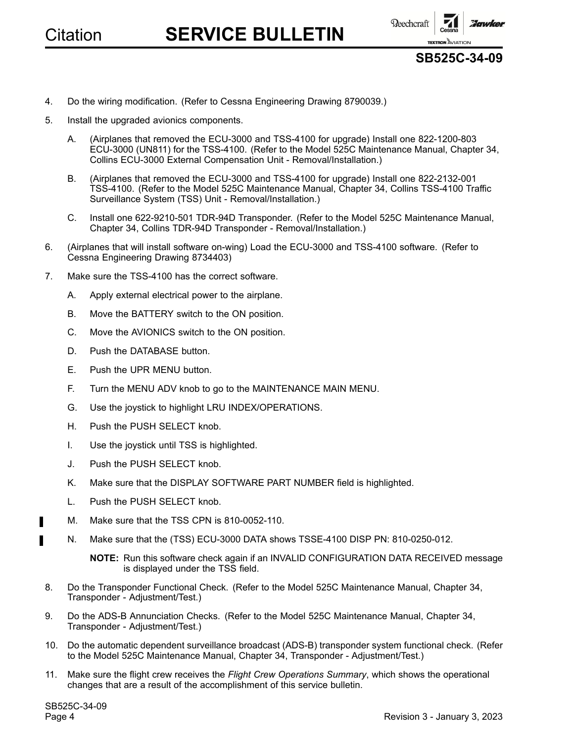4. Do the wiring modification. (Refer to Cessna Engineering Drawing 8790039.)

5. Install the upgraded avionics components.

   A. (Airplanes that removed the ECU-3000 and TSS-4100 for upgrade) Install one 822-1200-803 ECU-3000 (UN811) for the TSS-4100. (Refer to the Model 525C Maintenance Manual, Chapter 34, Collins ECU-3000 External Compensation Unit - Removal/Installation.)

   B. (Airplanes that removed the ECU-3000 and TSS-4100 for upgrade) Install one 822-2132-001 TSS-4100. (Refer to the Model 525C Maintenance Manual, Chapter 34, Collins TSS-4100 Traffic Surveillance System (TSS) Unit - Removal/Installation.)

   C. Install one 622-9210-501 TDR-94D Transponder. (Refer to the Model 525C Maintenance Manual, Chapter 34, Collins TDR-94D Transponder - Removal/Installation.)

6. (Airplanes that will install software on-wing) Load the ECU-3000 and TSS-4100 software. (Refer to Cessna Engineering Drawing 8734403)

7. Make sure the TSS-4100 has the correct software.

   A. Apply external electrical power to the airplane.

   B. Move the BATTERY switch to the ON position.

   C. Move the AVIONICS switch to the ON position.

   D. Push the DATABASE button.

   E. Push the UPR MENU button.

   F. Turn the MENU ADV knob to go to the MAINTENANCE MAIN MENU.

   G. Use the joystick to highlight LRU INDEX/OPERATIONS.

   H. Push the PUSH SELECT knob.

   I. Use the joystick until TSS is highlighted.

   J. Push the PUSH SELECT knob.

   K. Make sure that the DISPLAY SOFTWARE PART NUMBER field is highlighted.

   L. Push the PUSH SELECT knob.

   M. Make sure that the TSS CPN is 810-0052-110.

   N. Make sure that the (TSS) ECU-3000 DATA shows TSSE-4100 DISP PN: 810-0250-012.

      **NOTE:** Run this software check again if an INVALID CONFIGURATION DATA RECEIVED message is displayed under the TSS field.

8. Do the Transponder Functional Check. (Refer to the Model 525C Maintenance Manual, Chapter 34, Transponder - Adjustment/Test.)

9. Do the ADS-B Annunciation Checks. (Refer to the Model 525C Maintenance Manual, Chapter 34, Transponder - Adjustment/Test.)

10. Do the automatic dependent surveillance broadcast (ADS-B) transponder system functional check. (Refer to the Model 525C Maintenance Manual, Chapter 34, Transponder - Adjustment/Test.)

11. Make sure the flight crew receives the *Flight Crew Operations Summary*, which shows the operational changes that are a result of the accomplishment of this service bulletin.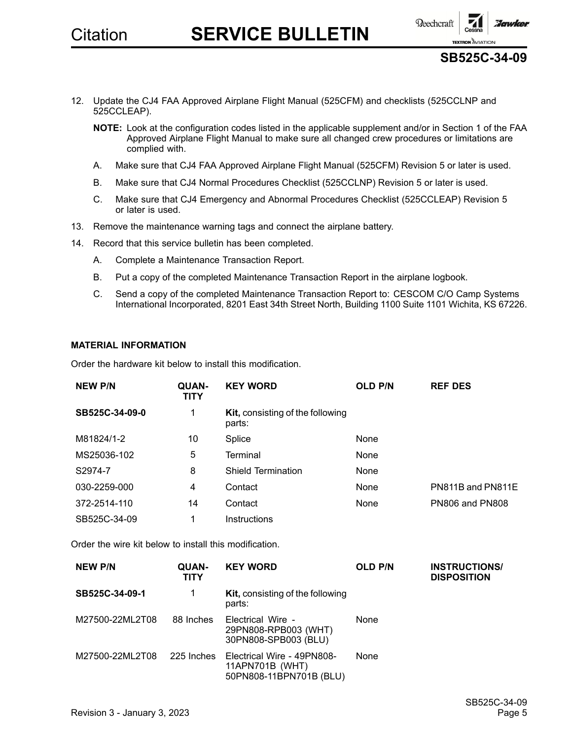12. Update the CJ4 FAA Approved Airplane Flight Manual (525CFM) and checklists (525CCLNP and 525CCLEAP).

    **NOTE:** Look at the configuration codes listed in the applicable supplement and/or in Section 1 of the FAA Approved Airplane Flight Manual to make sure all changed crew procedures or limitations are complied with.

    A. Make sure that CJ4 FAA Approved Airplane Flight Manual (525CFM) Revision 5 or later is used.

    B. Make sure that CJ4 Normal Procedures Checklist (525CCLNP) Revision 5 or later is used.

    C. Make sure that CJ4 Emergency and Abnormal Procedures Checklist (525CCLEAP) Revision 5 or later is used.

13. Remove the maintenance warning tags and connect the airplane battery.

14. Record that this service bulletin has been completed.

    A. Complete a Maintenance Transaction Report.

    B. Put a copy of the completed Maintenance Transaction Report in the airplane logbook.

    C. Send a copy of the completed Maintenance Transaction Report to: CESCOM C/O Camp Systems International Incorporated, 8201 East 34th Street North, Building 1100 Suite 1101 Wichita, KS 67226.

**MATERIAL INFORMATION**

Order the hardware kit below to install this modification.

| NEW P/N | QUANTITY | KEY WORD | OLD P/N | REF DES |
|---|---|---|---|---|
| **SB525C-34-09-0** | 1 | **Kit,** consisting of the following parts: | | |
| M81824/1-2 | 10 | Splice | None | |
| MS25036-102 | 5 | Terminal | None | |
| S2974-7 | 8 | Shield Termination | None | |
| 030-2259-000 | 4 | Contact | None | PN811B and PN811E |
| 372-2514-110 | 14 | Contact | None | PN806 and PN808 |
| SB525C-34-09 | 1 | Instructions | | |

Order the wire kit below to install this modification.

| NEW P/N | QUANTITY | KEY WORD | OLD P/N | INSTRUCTIONS/ DISPOSITION |
|---|---|---|---|---|
| **SB525C-34-09-1** | 1 | **Kit,** consisting of the following parts: | | |
| M27500-22ML2T08 | 88 Inches | Electrical Wire - 29PN808-RPB003 (WHT) 30PN808-SPB003 (BLU) | None | |
| M27500-22ML2T08 | 225 Inches | Electrical Wire - 49PN808-11APN701B (WHT) 50PN808-11BPN701B (BLU) | None | |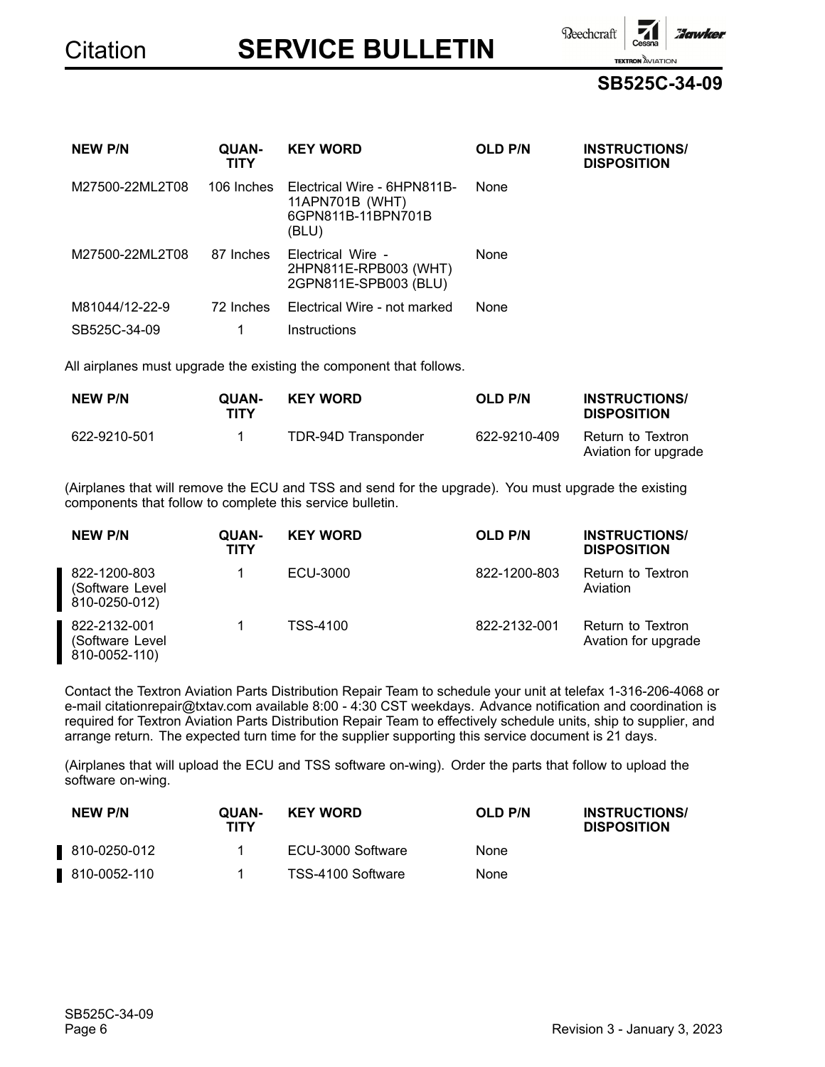| NEW P/N | QUANTITY | KEY WORD | OLD P/N | INSTRUCTIONS/ DISPOSITION |
|---|---|---|---|---|
| M27500-22ML2T08 | 106 Inches | Electrical Wire - 6HPN811B-11APN701B (WHT) 6GPN811B-11BPN701B (BLU) | None | |
| M27500-22ML2T08 | 87 Inches | Electrical Wire - 2HPN811E-RPB003 (WHT) 2GPN811E-SPB003 (BLU) | None | |
| M81044/12-22-9 | 72 Inches | Electrical Wire - not marked | None | |
| SB525C-34-09 | 1 | Instructions | | |

All airplanes must upgrade the existing the component that follows.

| NEW P/N | QUANTITY | KEY WORD | OLD P/N | INSTRUCTIONS/ DISPOSITION |
|---|---|---|---|---|
| 622-9210-501 | 1 | TDR-94D Transponder | 622-9210-409 | Return to Textron Aviation for upgrade |

(Airplanes that will remove the ECU and TSS and send for the upgrade). You must upgrade the existing components that follow to complete this service bulletin.

| NEW P/N | QUANTITY | KEY WORD | OLD P/N | INSTRUCTIONS/ DISPOSITION |
|---|---|---|---|---|
| 822-1200-803 (Software Level 810-0250-012) | 1 | ECU-3000 | 822-1200-803 | Return to Textron Aviation |
| 822-2132-001 (Software Level 810-0052-110) | 1 | TSS-4100 | 822-2132-001 | Return to Textron Avation for upgrade |

Contact the Textron Aviation Parts Distribution Repair Team to schedule your unit at telefax 1-316-206-4068 or e-mail citationrepair@txtav.com available 8:00 - 4:30 CST weekdays. Advance notification and coordination is required for Textron Aviation Parts Distribution Repair Team to effectively schedule units, ship to supplier, and arrange return. The expected turn time for the supplier supporting this service document is 21 days.

(Airplanes that will upload the ECU and TSS software on-wing). Order the parts that follow to upload the software on-wing.

| NEW P/N | QUANTITY | KEY WORD | OLD P/N | INSTRUCTIONS/ DISPOSITION |
|---|---|---|---|---|
| 810-0250-012 | 1 | ECU-3000 Software | None | |
| 810-0052-110 | 1 | TSS-4100 Software | None | |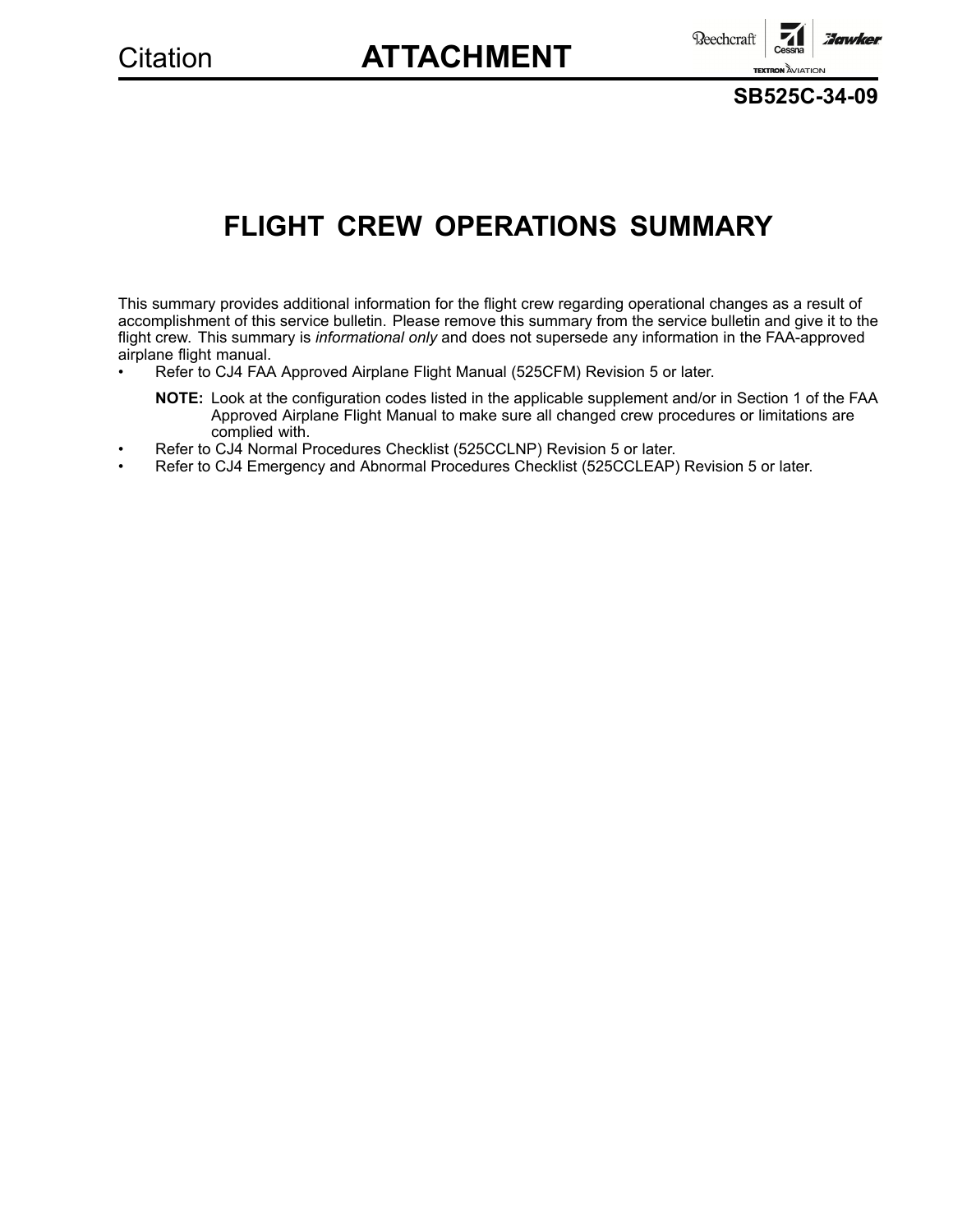# FLIGHT CREW OPERATIONS SUMMARY

This summary provides additional information for the flight crew regarding operational changes as a result of accomplishment of this service bulletin. Please remove this summary from the service bulletin and give it to the flight crew. This summary is *informational only* and does not supersede any information in the FAA-approved airplane flight manual.

- Refer to CJ4 FAA Approved Airplane Flight Manual (525CFM) Revision 5 or later.

  **NOTE:** Look at the configuration codes listed in the applicable supplement and/or in Section 1 of the FAA Approved Airplane Flight Manual to make sure all changed crew procedures or limitations are complied with.

- Refer to CJ4 Normal Procedures Checklist (525CCLNP) Revision 5 or later.
- Refer to CJ4 Emergency and Abnormal Procedures Checklist (525CCLEAP) Revision 5 or later.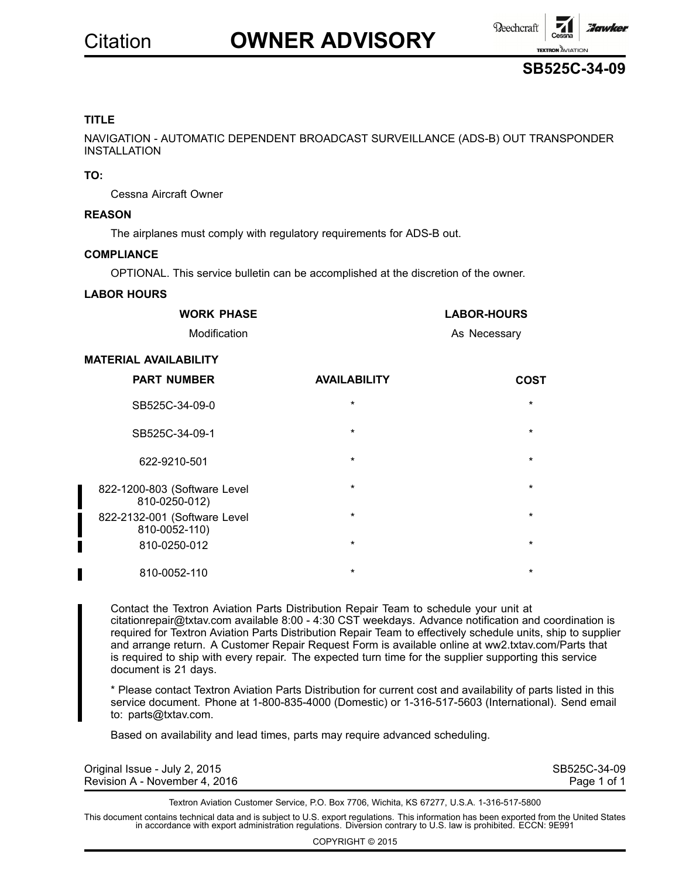# Citation OWNER ADVISORY

## SB525C-34-09

**TITLE**

NAVIGATION - AUTOMATIC DEPENDENT BROADCAST SURVEILLANCE (ADS-B) OUT TRANSPONDER INSTALLATION

**TO:**

Cessna Aircraft Owner

**REASON**

The airplanes must comply with regulatory requirements for ADS-B out.

**COMPLIANCE**

OPTIONAL. This service bulletin can be accomplished at the discretion of the owner.

**LABOR HOURS**

| WORK PHASE | LABOR-HOURS |
|---|---|
| Modification | As Necessary |

**MATERIAL AVAILABILITY**

| PART NUMBER | AVAILABILITY | COST |
|---|---|---|
| SB525C-34-09-0 | * | * |
| SB525C-34-09-1 | * | * |
| 622-9210-501 | * | * |
| 822-1200-803 (Software Level 810-0250-012) | * | * |
| 822-2132-001 (Software Level 810-0052-110) | * | * |
| 810-0250-012 | * | * |
| 810-0052-110 | * | * |

Contact the Textron Aviation Parts Distribution Repair Team to schedule your unit at citationrepair@txtav.com available 8:00 - 4:30 CST weekdays. Advance notification and coordination is required for Textron Aviation Parts Distribution Repair Team to effectively schedule units, ship to supplier and arrange return. A Customer Repair Request Form is available online at ww2.txtav.com/Parts that is required to ship with every repair. The expected turn time for the supplier supporting this service document is 21 days.

* Please contact Textron Aviation Parts Distribution for current cost and availability of parts listed in this service document. Phone at 1-800-835-4000 (Domestic) or 1-316-517-5603 (International). Send email to: parts@txtav.com.

Based on availability and lead times, parts may require advanced scheduling.

Original Issue - July 2, 2015
Revision A - November 4, 2016

Textron Aviation Customer Service, P.O. Box 7706, Wichita, KS 67277, U.S.A. 1-316-517-5800

This document contains technical data and is subject to U.S. export regulations. This information has been exported from the United States in accordance with export administration regulations. Diversion contrary to U.S. law is prohibited. ECCN: 9E991

COPYRIGHT © 2015